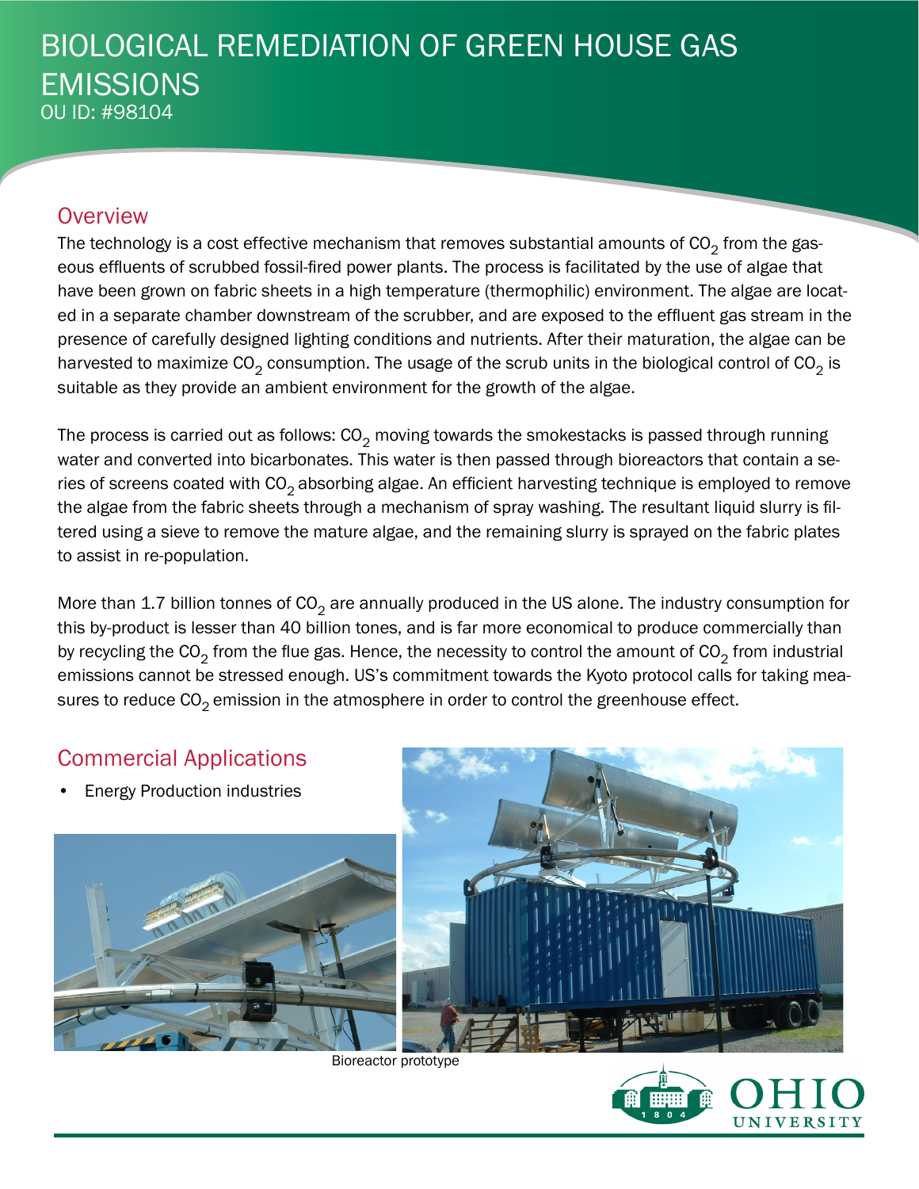# BIOLOGICAL REMEDIATION OF GREEN HOUSE GAS EMISSIONS

OU ID: #98104

## Overview

The technology is a cost effective mechanism that removes substantial amounts of $CO_2$ from the gaseous effluents of scrubbed fossil-fired power plants. The process is facilitated by the use of algae that have been grown on fabric sheets in a high temperature (thermophilic) environment. The algae are located in a separate chamber downstream of the scrubber, and are exposed to the effluent gas stream in the presence of carefully designed lighting conditions and nutrients. After their maturation, the algae can be harvested to maximize $CO_2$ consumption. The usage of the scrub units in the biological control of $CO_2$ is suitable as they provide an ambient environment for the growth of the algae.

The process is carried out as follows: $CO_2$ moving towards the smokestacks is passed through running water and converted into bicarbonates. This water is then passed through bioreactors that contain a series of screens coated with $CO_2$ absorbing algae. An efficient harvesting technique is employed to remove the algae from the fabric sheets through a mechanism of spray washing. The resultant liquid slurry is filtered using a sieve to remove the mature algae, and the remaining slurry is sprayed on the fabric plates to assist in re-population.

More than 1.7 billion tonnes of $CO_2$ are annually produced in the US alone. The industry consumption for this by-product is lesser than 40 billion tones, and is far more economical to produce commercially than by recycling the $CO_2$ from the flue gas. Hence, the necessity to control the amount of $CO_2$ from industrial emissions cannot be stressed enough. US's commitment towards the Kyoto protocol calls for taking measures to reduce $CO_2$ emission in the atmosphere in order to control the greenhouse effect.

## Commercial Applications

- Energy Production industries

Bioreactor prototype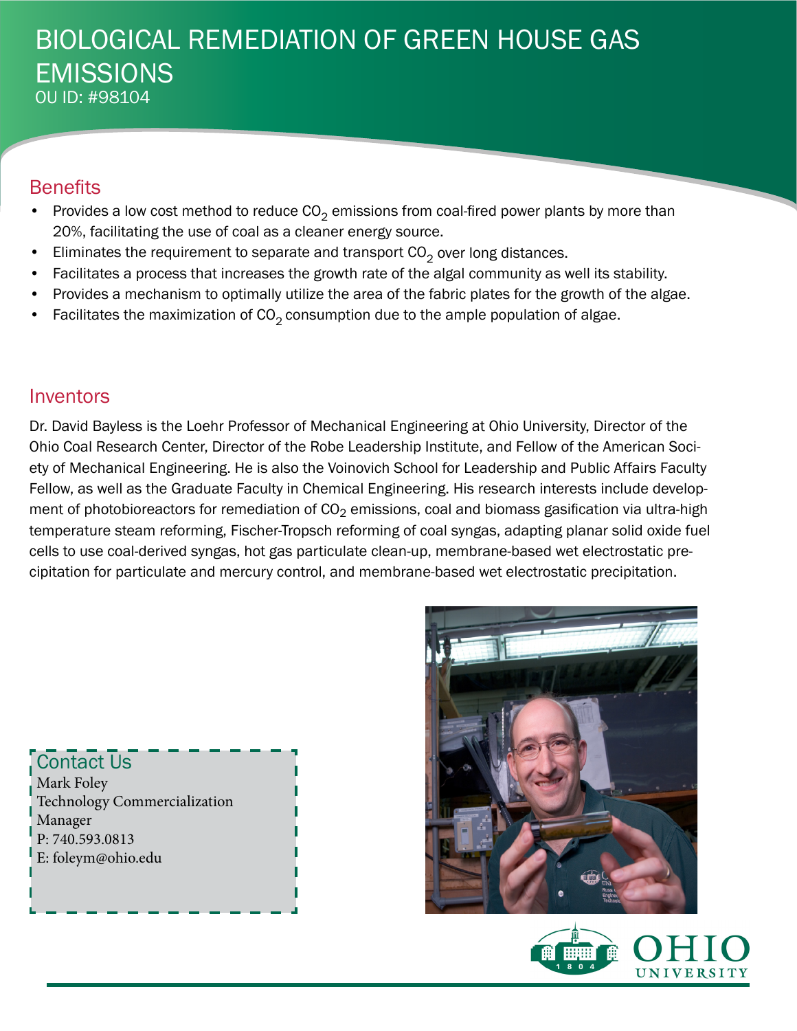# BIOLOGICAL REMEDIATION OF GREEN HOUSE GAS EMISSIONS

OU ID: #98104

## Benefits

- Provides a low cost method to reduce $CO_2$ emissions from coal-fired power plants by more than 20%, facilitating the use of coal as a cleaner energy source.
- Eliminates the requirement to separate and transport $CO_2$ over long distances.
- Facilitates a process that increases the growth rate of the algal community as well its stability.
- Provides a mechanism to optimally utilize the area of the fabric plates for the growth of the algae.
- Facilitates the maximization of $CO_2$ consumption due to the ample population of algae.

## Inventors

Dr. David Bayless is the Loehr Professor of Mechanical Engineering at Ohio University, Director of the Ohio Coal Research Center, Director of the Robe Leadership Institute, and Fellow of the American Society of Mechanical Engineering. He is also the Voinovich School for Leadership and Public Affairs Faculty Fellow, as well as the Graduate Faculty in Chemical Engineering. His research interests include development of photobioreactors for remediation of $CO_2$ emissions, coal and biomass gasification via ultra-high temperature steam reforming, Fischer-Tropsch reforming of coal syngas, adapting planar solid oxide fuel cells to use coal-derived syngas, hot gas particulate clean-up, membrane-based wet electrostatic precipitation for particulate and mercury control, and membrane-based wet electrostatic precipitation.

## Contact Us

Mark Foley
Technology Commercialization Manager
P: 740.593.0813
E: foleym@ohio.edu

OHIO UNIVERSITY